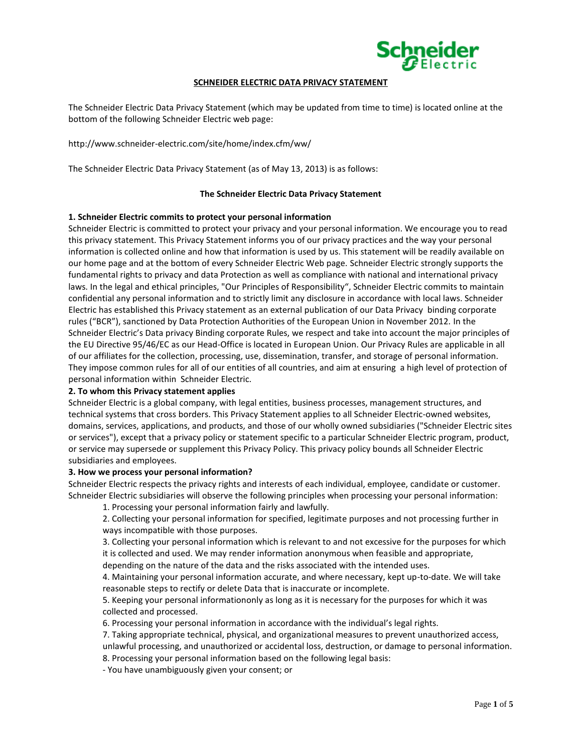# SCHNEIDER ELECTRIC DATA PRIVACY STATEMENT

The Schneider Electric Data Privacy Statement (which may be updated from time to time) is located online at the bottom of the following Schneider Electric web page:

http://www.schneider-electric.com/site/home/index.cfm/ww/

The Schneider Electric Data Privacy Statement (as of May 13, 2013) is as follows:

## The Schneider Electric Data Privacy Statement

**1. Schneider Electric commits to protect your personal information**

Schneider Electric is committed to protect your privacy and your personal information. We encourage you to read this privacy statement. This Privacy Statement informs you of our privacy practices and the way your personal information is collected online and how that information is used by us. This statement will be readily available on our home page and at the bottom of every Schneider Electric Web page. Schneider Electric strongly supports the fundamental rights to privacy and data Protection as well as compliance with national and international privacy laws. In the legal and ethical principles, "Our Principles of Responsibility", Schneider Electric commits to maintain confidential any personal information and to strictly limit any disclosure in accordance with local laws. Schneider Electric has established this Privacy statement as an external publication of our Data Privacy binding corporate rules ("BCR"), sanctioned by Data Protection Authorities of the European Union in November 2012. In the Schneider Electric's Data privacy Binding corporate Rules, we respect and take into account the major principles of the EU Directive 95/46/EC as our Head-Office is located in European Union. Our Privacy Rules are applicable in all of our affiliates for the collection, processing, use, dissemination, transfer, and storage of personal information. They impose common rules for all of our entities of all countries, and aim at ensuring a high level of protection of personal information within Schneider Electric.

**2. To whom this Privacy statement applies**

Schneider Electric is a global company, with legal entities, business processes, management structures, and technical systems that cross borders. This Privacy Statement applies to all Schneider Electric-owned websites, domains, services, applications, and products, and those of our wholly owned subsidiaries ("Schneider Electric sites or services"), except that a privacy policy or statement specific to a particular Schneider Electric program, product, or service may supersede or supplement this Privacy Policy. This privacy policy bounds all Schneider Electric subsidiaries and employees.

**3. How we process your personal information?**

Schneider Electric respects the privacy rights and interests of each individual, employee, candidate or customer. Schneider Electric subsidiaries will observe the following principles when processing your personal information:

1. Processing your personal information fairly and lawfully.
2. Collecting your personal information for specified, legitimate purposes and not processing further in ways incompatible with those purposes.
3. Collecting your personal information which is relevant to and not excessive for the purposes for which it is collected and used. We may render information anonymous when feasible and appropriate, depending on the nature of the data and the risks associated with the intended uses.
4. Maintaining your personal information accurate, and where necessary, kept up-to-date. We will take reasonable steps to rectify or delete Data that is inaccurate or incomplete.
5. Keeping your personal informationonly as long as it is necessary for the purposes for which it was collected and processed.
6. Processing your personal information in accordance with the individual's legal rights.
7. Taking appropriate technical, physical, and organizational measures to prevent unauthorized access, unlawful processing, and unauthorized or accidental loss, destruction, or damage to personal information.
8. Processing your personal information based on the following legal basis:

- You have unambiguously given your consent; or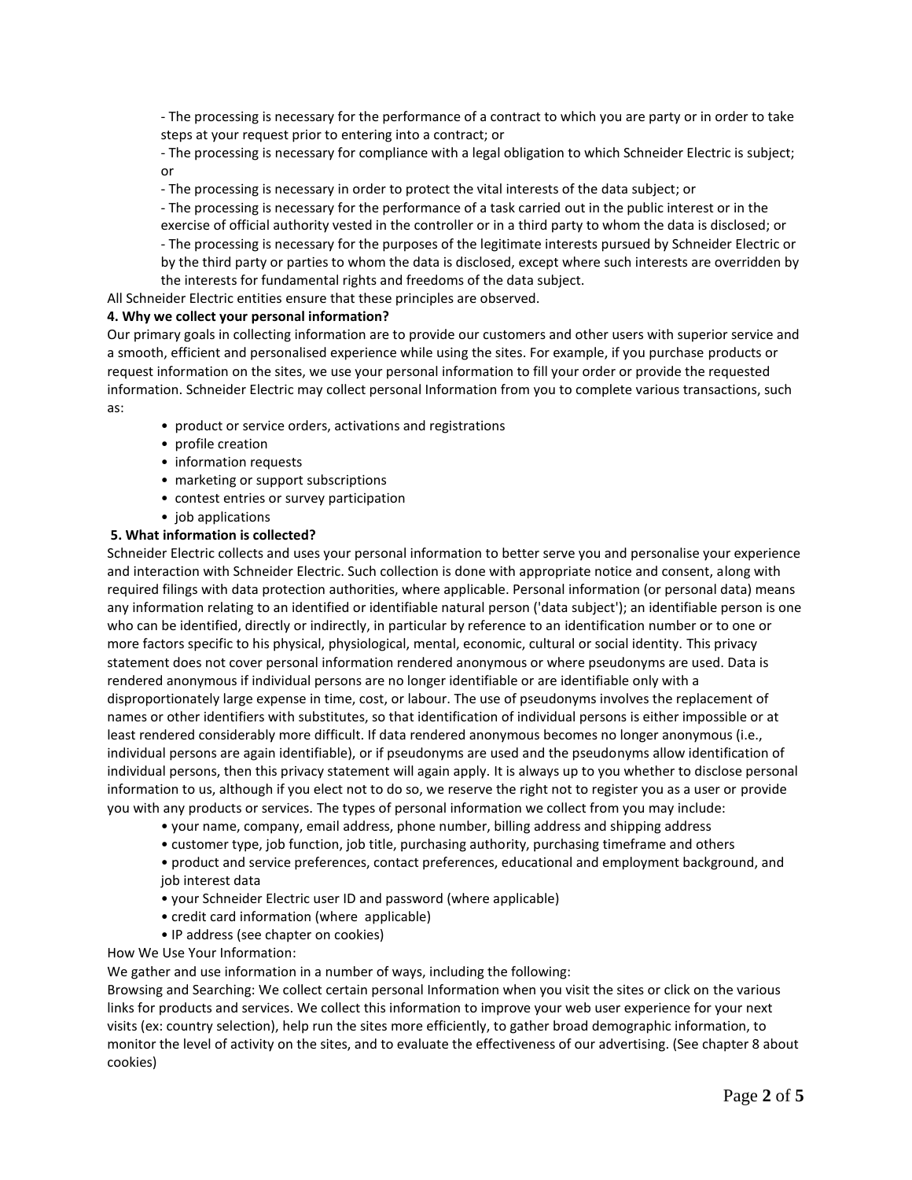- The processing is necessary for the performance of a contract to which you are party or in order to take steps at your request prior to entering into a contract; or
- The processing is necessary for compliance with a legal obligation to which Schneider Electric is subject; or
- The processing is necessary in order to protect the vital interests of the data subject; or
- The processing is necessary for the performance of a task carried out in the public interest or in the exercise of official authority vested in the controller or in a third party to whom the data is disclosed; or
- The processing is necessary for the purposes of the legitimate interests pursued by Schneider Electric or by the third party or parties to whom the data is disclosed, except where such interests are overridden by the interests for fundamental rights and freedoms of the data subject.

All Schneider Electric entities ensure that these principles are observed.

**4. Why we collect your personal information?**

Our primary goals in collecting information are to provide our customers and other users with superior service and a smooth, efficient and personalised experience while using the sites. For example, if you purchase products or request information on the sites, we use your personal information to fill your order or provide the requested information. Schneider Electric may collect personal Information from you to complete various transactions, such as:

- product or service orders, activations and registrations
- profile creation
- information requests
- marketing or support subscriptions
- contest entries or survey participation
- job applications

**5. What information is collected?**

Schneider Electric collects and uses your personal information to better serve you and personalise your experience and interaction with Schneider Electric. Such collection is done with appropriate notice and consent, along with required filings with data protection authorities, where applicable. Personal information (or personal data) means any information relating to an identified or identifiable natural person ('data subject'); an identifiable person is one who can be identified, directly or indirectly, in particular by reference to an identification number or to one or more factors specific to his physical, physiological, mental, economic, cultural or social identity. This privacy statement does not cover personal information rendered anonymous or where pseudonyms are used. Data is rendered anonymous if individual persons are no longer identifiable or are identifiable only with a disproportionately large expense in time, cost, or labour. The use of pseudonyms involves the replacement of names or other identifiers with substitutes, so that identification of individual persons is either impossible or at least rendered considerably more difficult. If data rendered anonymous becomes no longer anonymous (i.e., individual persons are again identifiable), or if pseudonyms are used and the pseudonyms allow identification of individual persons, then this privacy statement will again apply. It is always up to you whether to disclose personal information to us, although if you elect not to do so, we reserve the right not to register you as a user or provide you with any products or services. The types of personal information we collect from you may include:

- your name, company, email address, phone number, billing address and shipping address
- customer type, job function, job title, purchasing authority, purchasing timeframe and others
- product and service preferences, contact preferences, educational and employment background, and job interest data
- your Schneider Electric user ID and password (where applicable)
- credit card information (where applicable)
- IP address (see chapter on cookies)

How We Use Your Information:

We gather and use information in a number of ways, including the following:

Browsing and Searching: We collect certain personal Information when you visit the sites or click on the various links for products and services. We collect this information to improve your web user experience for your next visits (ex: country selection), help run the sites more efficiently, to gather broad demographic information, to monitor the level of activity on the sites, and to evaluate the effectiveness of our advertising. (See chapter 8 about cookies)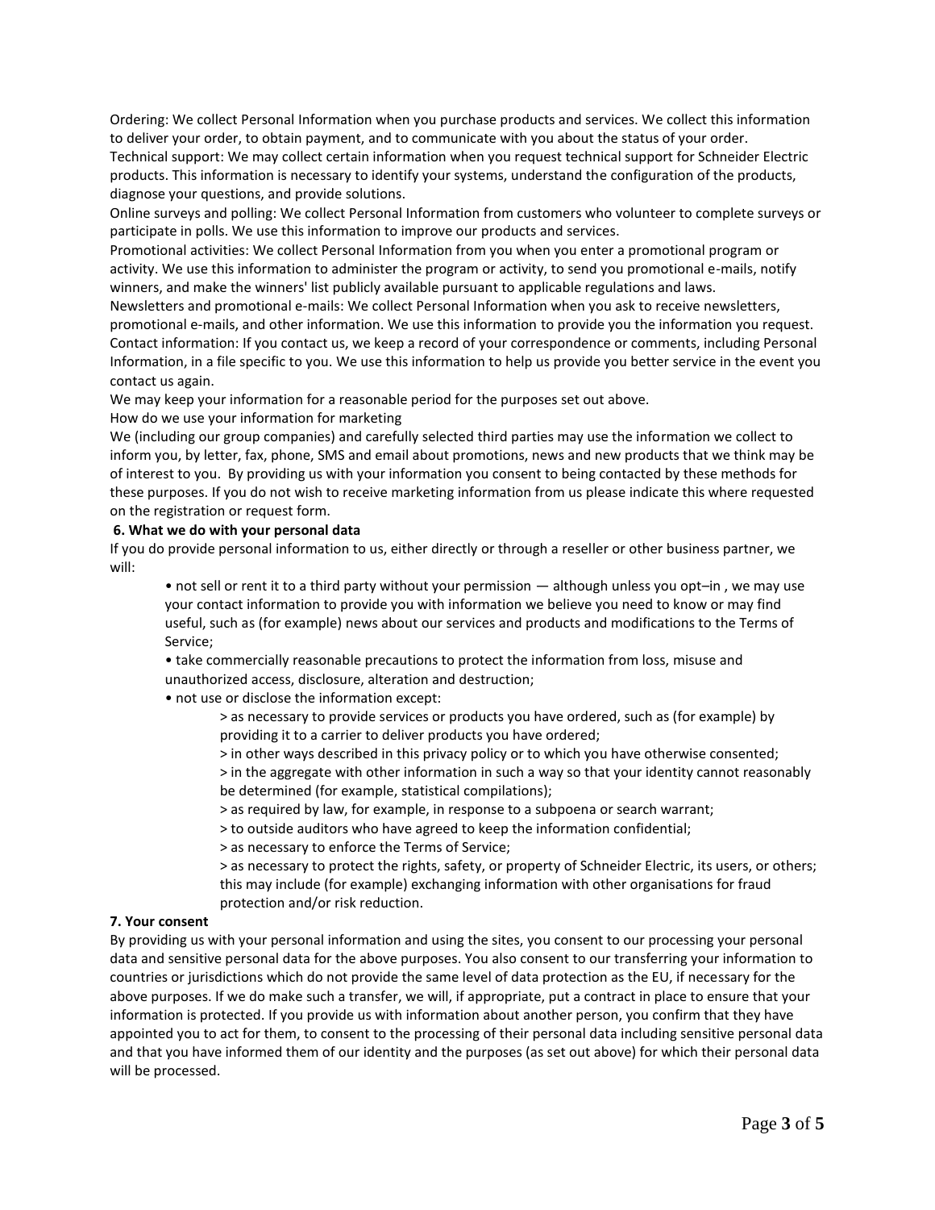Ordering: We collect Personal Information when you purchase products and services. We collect this information to deliver your order, to obtain payment, and to communicate with you about the status of your order.
Technical support: We may collect certain information when you request technical support for Schneider Electric products. This information is necessary to identify your systems, understand the configuration of the products, diagnose your questions, and provide solutions.
Online surveys and polling: We collect Personal Information from customers who volunteer to complete surveys or participate in polls. We use this information to improve our products and services.
Promotional activities: We collect Personal Information from you when you enter a promotional program or activity. We use this information to administer the program or activity, to send you promotional e-mails, notify winners, and make the winners' list publicly available pursuant to applicable regulations and laws.
Newsletters and promotional e-mails: We collect Personal Information when you ask to receive newsletters, promotional e-mails, and other information. We use this information to provide you the information you request.
Contact information: If you contact us, we keep a record of your correspondence or comments, including Personal Information, in a file specific to you. We use this information to help us provide you better service in the event you contact us again.
We may keep your information for a reasonable period for the purposes set out above.
How do we use your information for marketing
We (including our group companies) and carefully selected third parties may use the information we collect to inform you, by letter, fax, phone, SMS and email about promotions, news and new products that we think may be of interest to you. By providing us with your information you consent to being contacted by these methods for these purposes. If you do not wish to receive marketing information from us please indicate this where requested on the registration or request form.

**6. What we do with your personal data**

If you do provide personal information to us, either directly or through a reseller or other business partner, we will:

- not sell or rent it to a third party without your permission — although unless you opt–in , we may use your contact information to provide you with information we believe you need to know or may find useful, such as (for example) news about our services and products and modifications to the Terms of Service;
- take commercially reasonable precautions to protect the information from loss, misuse and unauthorized access, disclosure, alteration and destruction;
- not use or disclose the information except:
  - > as necessary to provide services or products you have ordered, such as (for example) by providing it to a carrier to deliver products you have ordered;
  - > in other ways described in this privacy policy or to which you have otherwise consented;
  - > in the aggregate with other information in such a way so that your identity cannot reasonably be determined (for example, statistical compilations);
  - > as required by law, for example, in response to a subpoena or search warrant;
  - > to outside auditors who have agreed to keep the information confidential;
  - > as necessary to enforce the Terms of Service;
  - > as necessary to protect the rights, safety, or property of Schneider Electric, its users, or others; this may include (for example) exchanging information with other organisations for fraud protection and/or risk reduction.

**7. Your consent**

By providing us with your personal information and using the sites, you consent to our processing your personal data and sensitive personal data for the above purposes. You also consent to our transferring your information to countries or jurisdictions which do not provide the same level of data protection as the EU, if necessary for the above purposes. If we do make such a transfer, we will, if appropriate, put a contract in place to ensure that your information is protected. If you provide us with information about another person, you confirm that they have appointed you to act for them, to consent to the processing of their personal data including sensitive personal data and that you have informed them of our identity and the purposes (as set out above) for which their personal data will be processed.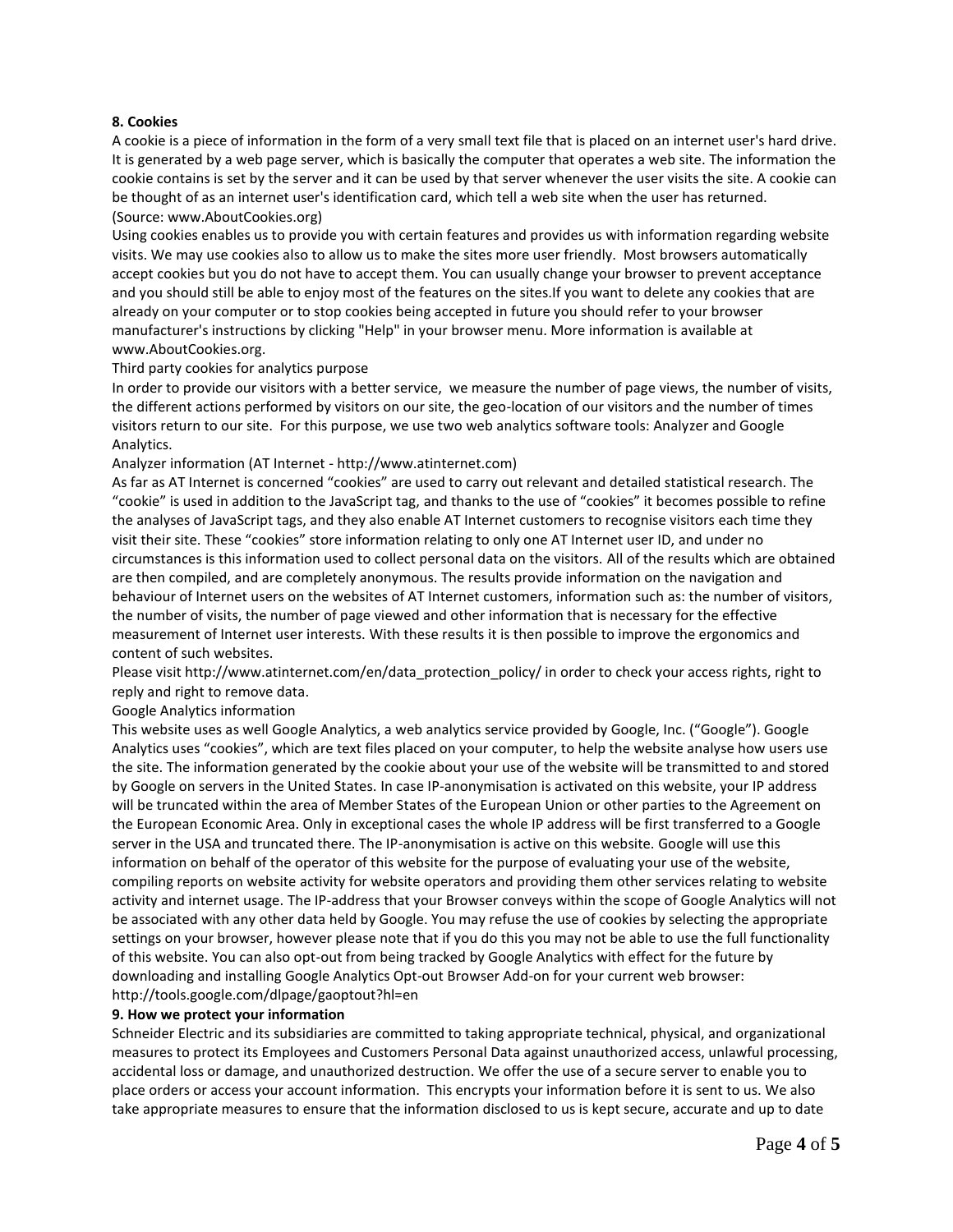**8. Cookies**

A cookie is a piece of information in the form of a very small text file that is placed on an internet user's hard drive. It is generated by a web page server, which is basically the computer that operates a web site. The information the cookie contains is set by the server and it can be used by that server whenever the user visits the site. A cookie can be thought of as an internet user's identification card, which tell a web site when the user has returned. (Source: www.AboutCookies.org)

Using cookies enables us to provide you with certain features and provides us with information regarding website visits. We may use cookies also to allow us to make the sites more user friendly. Most browsers automatically accept cookies but you do not have to accept them. You can usually change your browser to prevent acceptance and you should still be able to enjoy most of the features on the sites.If you want to delete any cookies that are already on your computer or to stop cookies being accepted in future you should refer to your browser manufacturer's instructions by clicking "Help" in your browser menu. More information is available at www.AboutCookies.org.

Third party cookies for analytics purpose

In order to provide our visitors with a better service, we measure the number of page views, the number of visits, the different actions performed by visitors on our site, the geo-location of our visitors and the number of times visitors return to our site. For this purpose, we use two web analytics software tools: Analyzer and Google Analytics.

Analyzer information (AT Internet - http://www.atinternet.com)

As far as AT Internet is concerned "cookies" are used to carry out relevant and detailed statistical research. The "cookie" is used in addition to the JavaScript tag, and thanks to the use of "cookies" it becomes possible to refine the analyses of JavaScript tags, and they also enable AT Internet customers to recognise visitors each time they visit their site. These "cookies" store information relating to only one AT Internet user ID, and under no circumstances is this information used to collect personal data on the visitors. All of the results which are obtained are then compiled, and are completely anonymous. The results provide information on the navigation and behaviour of Internet users on the websites of AT Internet customers, information such as: the number of visitors, the number of visits, the number of page viewed and other information that is necessary for the effective measurement of Internet user interests. With these results it is then possible to improve the ergonomics and content of such websites.

Please visit http://www.atinternet.com/en/data_protection_policy/ in order to check your access rights, right to reply and right to remove data.

Google Analytics information

This website uses as well Google Analytics, a web analytics service provided by Google, Inc. ("Google"). Google Analytics uses "cookies", which are text files placed on your computer, to help the website analyse how users use the site. The information generated by the cookie about your use of the website will be transmitted to and stored by Google on servers in the United States. In case IP-anonymisation is activated on this website, your IP address will be truncated within the area of Member States of the European Union or other parties to the Agreement on the European Economic Area. Only in exceptional cases the whole IP address will be first transferred to a Google server in the USA and truncated there. The IP-anonymisation is active on this website. Google will use this information on behalf of the operator of this website for the purpose of evaluating your use of the website, compiling reports on website activity for website operators and providing them other services relating to website activity and internet usage. The IP-address that your Browser conveys within the scope of Google Analytics will not be associated with any other data held by Google. You may refuse the use of cookies by selecting the appropriate settings on your browser, however please note that if you do this you may not be able to use the full functionality of this website. You can also opt-out from being tracked by Google Analytics with effect for the future by downloading and installing Google Analytics Opt-out Browser Add-on for your current web browser: http://tools.google.com/dlpage/gaoptout?hl=en

**9. How we protect your information**

Schneider Electric and its subsidiaries are committed to taking appropriate technical, physical, and organizational measures to protect its Employees and Customers Personal Data against unauthorized access, unlawful processing, accidental loss or damage, and unauthorized destruction. We offer the use of a secure server to enable you to place orders or access your account information. This encrypts your information before it is sent to us. We also take appropriate measures to ensure that the information disclosed to us is kept secure, accurate and up to date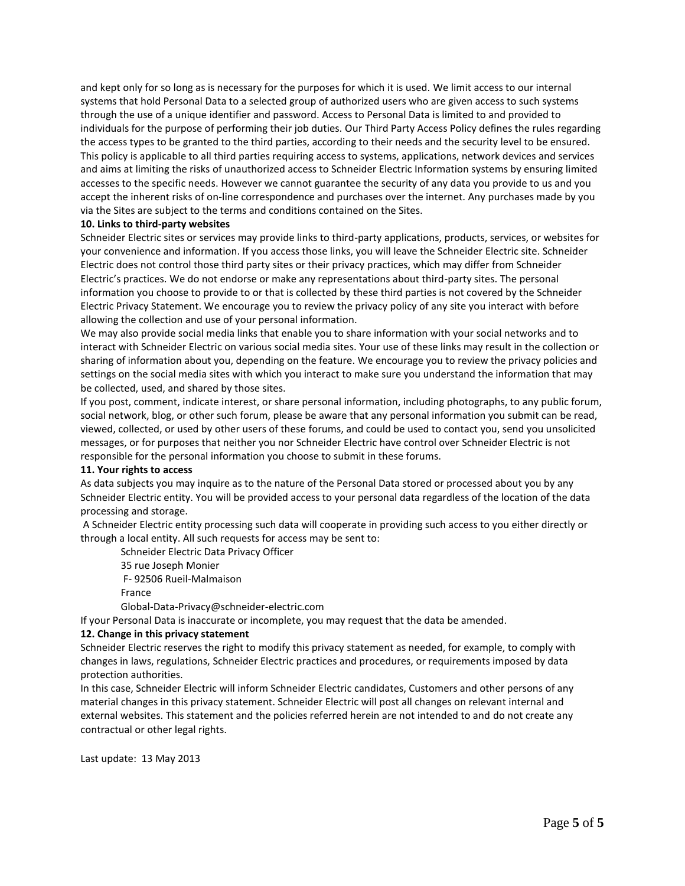and kept only for so long as is necessary for the purposes for which it is used. We limit access to our internal systems that hold Personal Data to a selected group of authorized users who are given access to such systems through the use of a unique identifier and password. Access to Personal Data is limited to and provided to individuals for the purpose of performing their job duties. Our Third Party Access Policy defines the rules regarding the access types to be granted to the third parties, according to their needs and the security level to be ensured. This policy is applicable to all third parties requiring access to systems, applications, network devices and services and aims at limiting the risks of unauthorized access to Schneider Electric Information systems by ensuring limited accesses to the specific needs. However we cannot guarantee the security of any data you provide to us and you accept the inherent risks of on-line correspondence and purchases over the internet. Any purchases made by you via the Sites are subject to the terms and conditions contained on the Sites.

**10. Links to third-party websites**

Schneider Electric sites or services may provide links to third-party applications, products, services, or websites for your convenience and information. If you access those links, you will leave the Schneider Electric site. Schneider Electric does not control those third party sites or their privacy practices, which may differ from Schneider Electric's practices. We do not endorse or make any representations about third-party sites. The personal information you choose to provide to or that is collected by these third parties is not covered by the Schneider Electric Privacy Statement. We encourage you to review the privacy policy of any site you interact with before allowing the collection and use of your personal information.

We may also provide social media links that enable you to share information with your social networks and to interact with Schneider Electric on various social media sites. Your use of these links may result in the collection or sharing of information about you, depending on the feature. We encourage you to review the privacy policies and settings on the social media sites with which you interact to make sure you understand the information that may be collected, used, and shared by those sites.

If you post, comment, indicate interest, or share personal information, including photographs, to any public forum, social network, blog, or other such forum, please be aware that any personal information you submit can be read, viewed, collected, or used by other users of these forums, and could be used to contact you, send you unsolicited messages, or for purposes that neither you nor Schneider Electric have control over Schneider Electric is not responsible for the personal information you choose to submit in these forums.

**11. Your rights to access**

As data subjects you may inquire as to the nature of the Personal Data stored or processed about you by any Schneider Electric entity. You will be provided access to your personal data regardless of the location of the data processing and storage.

A Schneider Electric entity processing such data will cooperate in providing such access to you either directly or through a local entity. All such requests for access may be sent to:

Schneider Electric Data Privacy Officer
35 rue Joseph Monier
F- 92506 Rueil-Malmaison
France
Global-Data-Privacy@schneider-electric.com

If your Personal Data is inaccurate or incomplete, you may request that the data be amended.

**12. Change in this privacy statement**

Schneider Electric reserves the right to modify this privacy statement as needed, for example, to comply with changes in laws, regulations, Schneider Electric practices and procedures, or requirements imposed by data protection authorities.

In this case, Schneider Electric will inform Schneider Electric candidates, Customers and other persons of any material changes in this privacy statement. Schneider Electric will post all changes on relevant internal and external websites. This statement and the policies referred herein are not intended to and do not create any contractual or other legal rights.

Last update: 13 May 2013